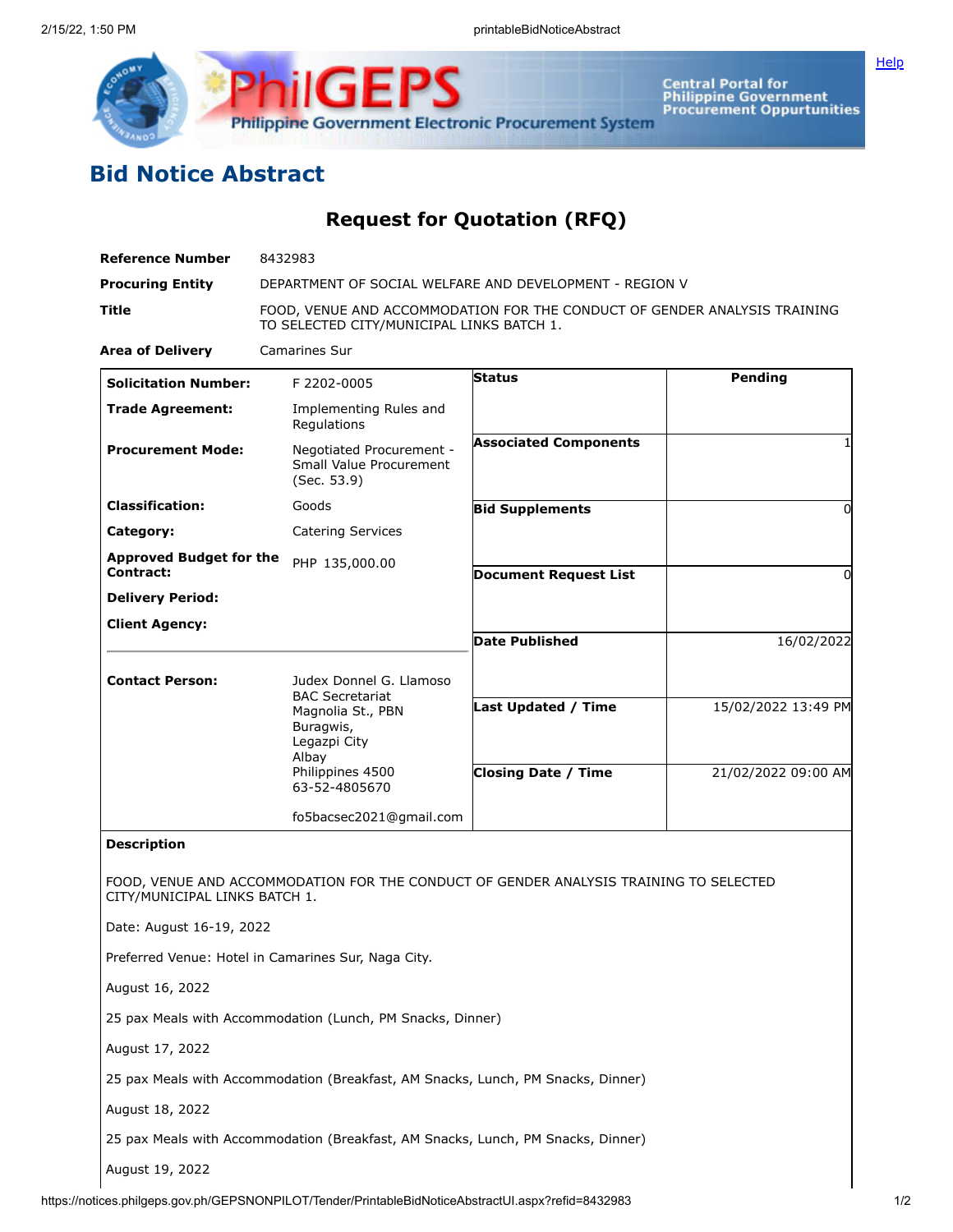# Bid Notice Abstract

## Request for Quotation (RFQ)

| | |
|---|---|
| **Reference Number** | 8432983 |
| **Procuring Entity** | DEPARTMENT OF SOCIAL WELFARE AND DEVELOPMENT - REGION V |
| **Title** | FOOD, VENUE AND ACCOMMODATION FOR THE CONDUCT OF GENDER ANALYSIS TRAINING TO SELECTED CITY/MUNICIPAL LINKS BATCH 1. |
| **Area of Delivery** | Camarines Sur |

| | | | |
|---|---|---|---|
| **Solicitation Number:** | F 2202-0005 | **Status** | Pending |
| **Trade Agreement:** | Implementing Rules and Regulations | **Associated Components** | 1 |
| **Procurement Mode:** | Negotiated Procurement - Small Value Procurement (Sec. 53.9) | **Bid Supplements** | 0 |
| **Classification:** | Goods | **Document Request List** | 0 |
| **Category:** | Catering Services | **Date Published** | 16/02/2022 |
| **Approved Budget for the Contract:** | PHP 135,000.00 | **Last Updated / Time** | 15/02/2022 13:49 PM |
| **Delivery Period:** | | **Closing Date / Time** | 21/02/2022 09:00 AM |
| **Client Agency:** | | | |
| **Contact Person:** | Judex Donnel G. Llamoso<br>BAC Secretariat<br>Magnolia St., PBN<br>Buragwis,<br>Legazpi City<br>Albay<br>Philippines 4500<br>63-52-4805670<br><br>fo5bacsec2021@gmail.com | | |

**Description**

FOOD, VENUE AND ACCOMMODATION FOR THE CONDUCT OF GENDER ANALYSIS TRAINING TO SELECTED CITY/MUNICIPAL LINKS BATCH 1.

Date: August 16-19, 2022

Preferred Venue: Hotel in Camarines Sur, Naga City.

August 16, 2022

25 pax Meals with Accommodation (Lunch, PM Snacks, Dinner)

August 17, 2022

25 pax Meals with Accommodation (Breakfast, AM Snacks, Lunch, PM Snacks, Dinner)

August 18, 2022

25 pax Meals with Accommodation (Breakfast, AM Snacks, Lunch, PM Snacks, Dinner)

August 19, 2022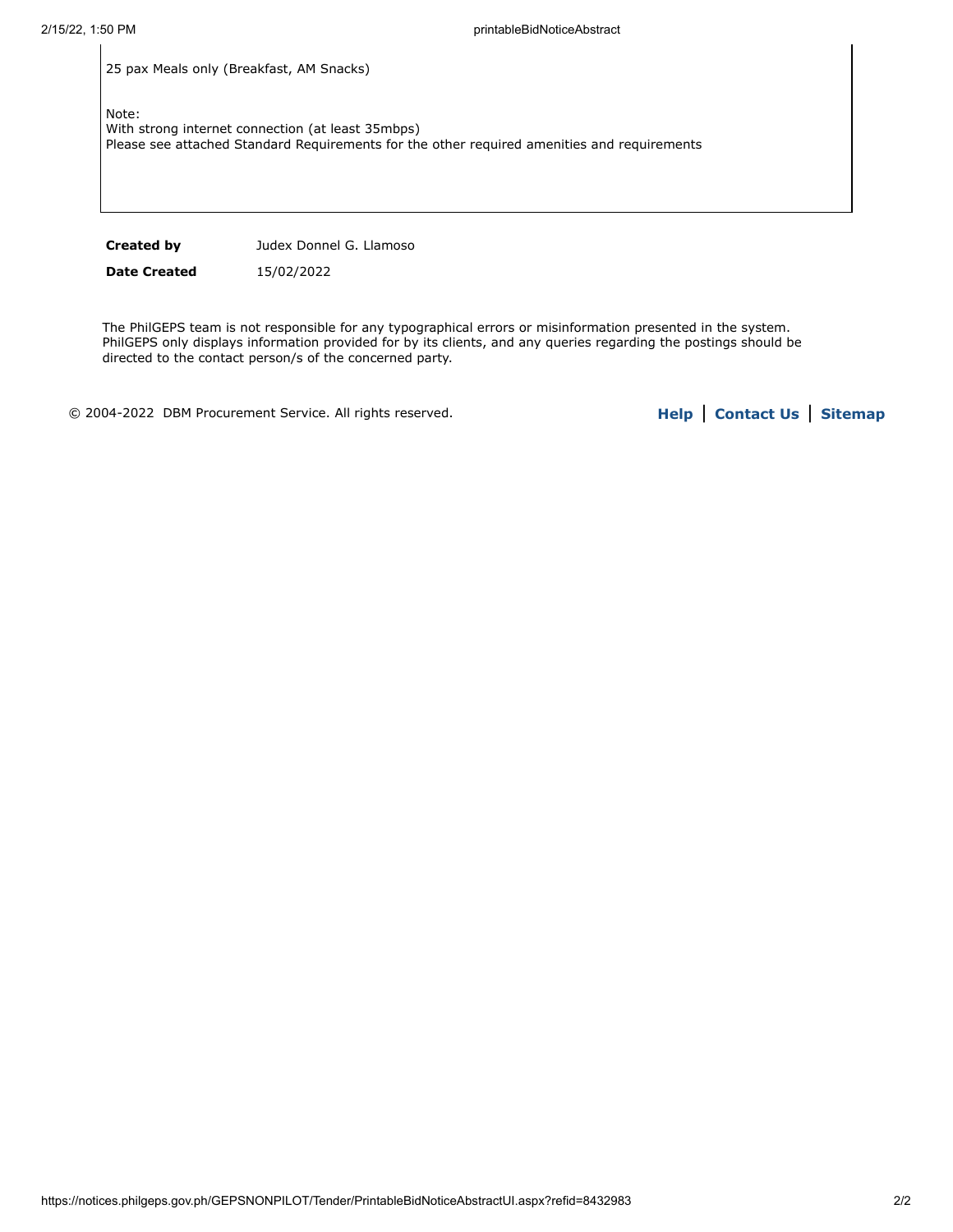25 pax Meals only (Breakfast, AM Snacks)

Note:
With strong internet connection (at least 35mbps)
Please see attached Standard Requirements for the other required amenities and requirements

| | |
|---|---|
| **Created by** | Judex Donnel G. Llamoso |
| **Date Created** | 15/02/2022 |

The PhilGEPS team is not responsible for any typographical errors or misinformation presented in the system. PhilGEPS only displays information provided for by its clients, and any queries regarding the postings should be directed to the contact person/s of the concerned party.

© 2004-2022 DBM Procurement Service. All rights reserved.

**Help** | **Contact Us** | **Sitemap**